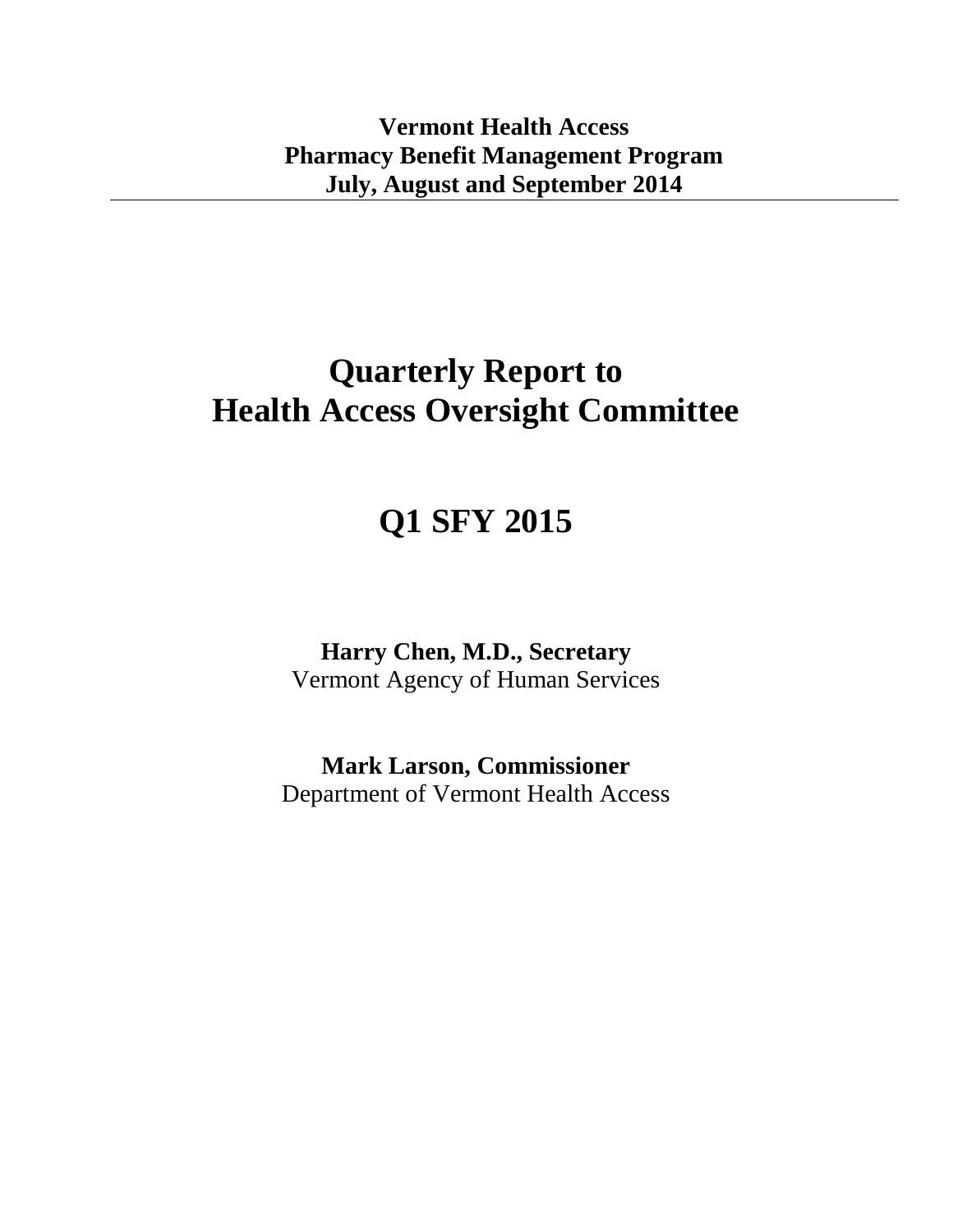**Vermont Health Access**
**Pharmacy Benefit Management Program**
**July, August and September 2014**

---

# Quarterly Report to Health Access Oversight Committee

# Q1 SFY 2015

**Harry Chen, M.D., Secretary**
Vermont Agency of Human Services

**Mark Larson, Commissioner**
Department of Vermont Health Access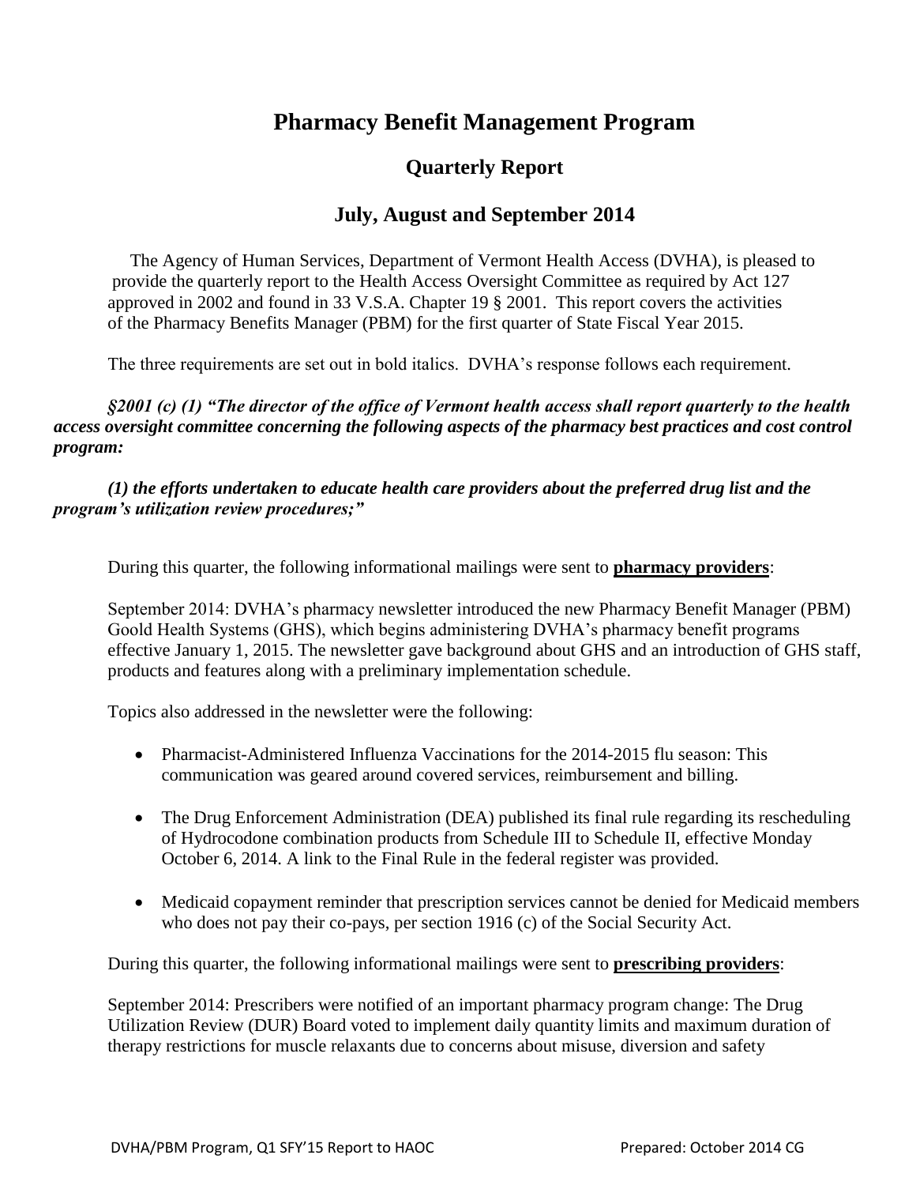# Pharmacy Benefit Management Program

## Quarterly Report

## July, August and September 2014

The Agency of Human Services, Department of Vermont Health Access (DVHA), is pleased to provide the quarterly report to the Health Access Oversight Committee as required by Act 127 approved in 2002 and found in 33 V.S.A. Chapter 19 § 2001. This report covers the activities of the Pharmacy Benefits Manager (PBM) for the first quarter of State Fiscal Year 2015.

The three requirements are set out in bold italics. DVHA's response follows each requirement.

***§2001 (c) (1) "The director of the office of Vermont health access shall report quarterly to the health access oversight committee concerning the following aspects of the pharmacy best practices and cost control program:***

***(1) the efforts undertaken to educate health care providers about the preferred drug list and the program's utilization review procedures;"***

During this quarter, the following informational mailings were sent to **pharmacy providers**:

September 2014: DVHA's pharmacy newsletter introduced the new Pharmacy Benefit Manager (PBM) Goold Health Systems (GHS), which begins administering DVHA's pharmacy benefit programs effective January 1, 2015. The newsletter gave background about GHS and an introduction of GHS staff, products and features along with a preliminary implementation schedule.

Topics also addressed in the newsletter were the following:

- Pharmacist-Administered Influenza Vaccinations for the 2014-2015 flu season: This communication was geared around covered services, reimbursement and billing.
- The Drug Enforcement Administration (DEA) published its final rule regarding its rescheduling of Hydrocodone combination products from Schedule III to Schedule II, effective Monday October 6, 2014. A link to the Final Rule in the federal register was provided.
- Medicaid copayment reminder that prescription services cannot be denied for Medicaid members who does not pay their co-pays, per section 1916 (c) of the Social Security Act.

During this quarter, the following informational mailings were sent to **prescribing providers**:

September 2014: Prescribers were notified of an important pharmacy program change: The Drug Utilization Review (DUR) Board voted to implement daily quantity limits and maximum duration of therapy restrictions for muscle relaxants due to concerns about misuse, diversion and safety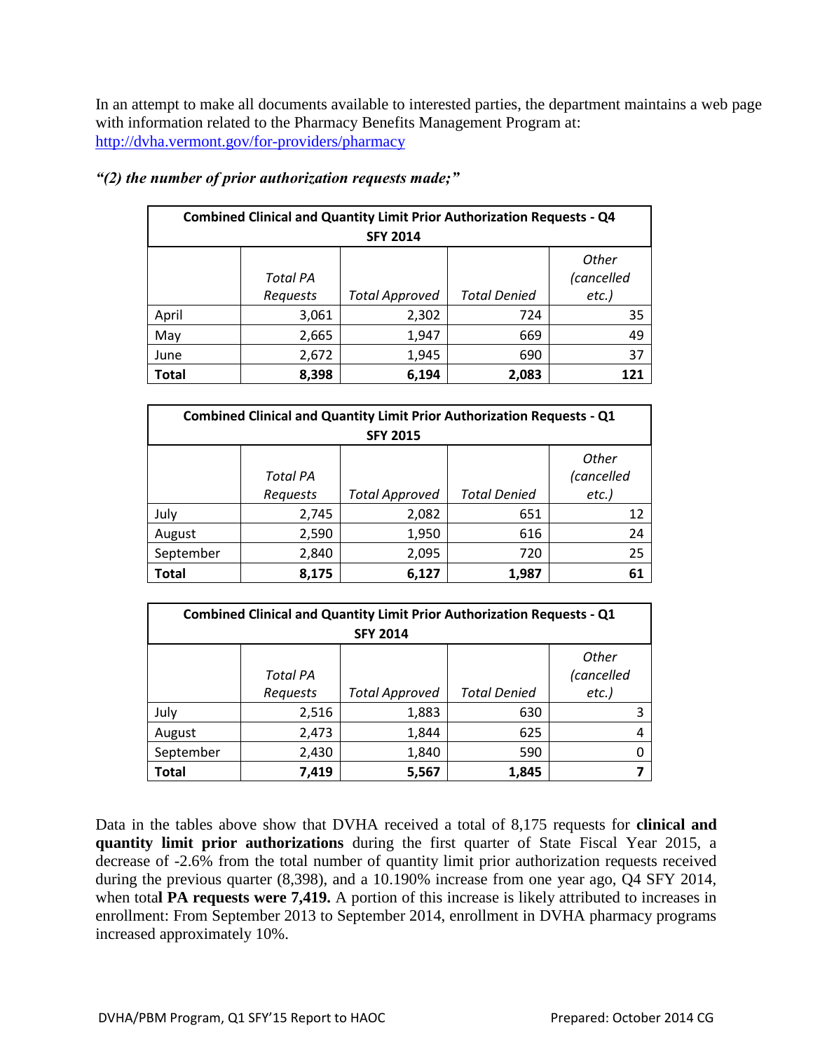In an attempt to make all documents available to interested parties, the department maintains a web page with information related to the Pharmacy Benefits Management Program at: http://dvha.vermont.gov/for-providers/pharmacy

***"(2) the number of prior authorization requests made;"***

| **Combined Clinical and Quantity Limit Prior Authorization Requests - Q4 SFY 2014** | | | | |
|---|---|---|---|---|
| | *Total PA Requests* | *Total Approved* | *Total Denied* | *Other (cancelled etc.)* |
| April | 3,061 | 2,302 | 724 | 35 |
| May | 2,665 | 1,947 | 669 | 49 |
| June | 2,672 | 1,945 | 690 | 37 |
| **Total** | **8,398** | **6,194** | **2,083** | **121** |

| **Combined Clinical and Quantity Limit Prior Authorization Requests - Q1 SFY 2015** | | | | |
|---|---|---|---|---|
| | *Total PA Requests* | *Total Approved* | *Total Denied* | *Other (cancelled etc.)* |
| July | 2,745 | 2,082 | 651 | 12 |
| August | 2,590 | 1,950 | 616 | 24 |
| September | 2,840 | 2,095 | 720 | 25 |
| **Total** | **8,175** | **6,127** | **1,987** | **61** |

| **Combined Clinical and Quantity Limit Prior Authorization Requests - Q1 SFY 2014** | | | | |
|---|---|---|---|---|
| | *Total PA Requests* | *Total Approved* | *Total Denied* | *Other (cancelled etc.)* |
| July | 2,516 | 1,883 | 630 | 3 |
| August | 2,473 | 1,844 | 625 | 4 |
| September | 2,430 | 1,840 | 590 | 0 |
| **Total** | **7,419** | **5,567** | **1,845** | **7** |

Data in the tables above show that DVHA received a total of 8,175 requests for **clinical and quantity limit prior authorizations** during the first quarter of State Fiscal Year 2015, a decrease of -2.6% from the total number of quantity limit prior authorization requests received during the previous quarter (8,398), and a 10.190% increase from one year ago, Q4 SFY 2014, when tota**l PA requests were 7,419.** A portion of this increase is likely attributed to increases in enrollment: From September 2013 to September 2014, enrollment in DVHA pharmacy programs increased approximately 10%.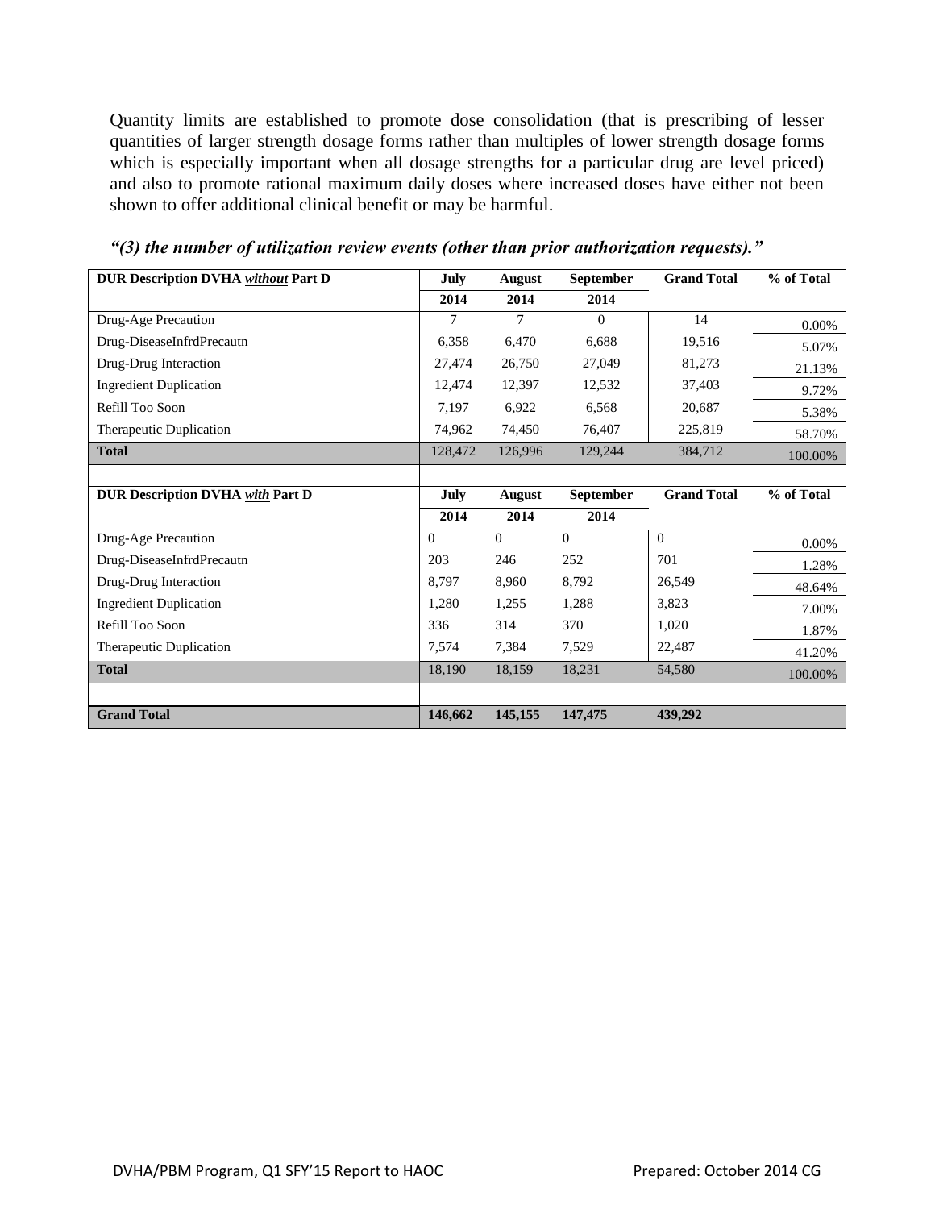Quantity limits are established to promote dose consolidation (that is prescribing of lesser quantities of larger strength dosage forms rather than multiples of lower strength dosage forms which is especially important when all dosage strengths for a particular drug are level priced) and also to promote rational maximum daily doses where increased doses have either not been shown to offer additional clinical benefit or may be harmful.

***"(3) the number of utilization review events (other than prior authorization requests)."***

| **DUR Description DVHA *without* Part D** | **July 2014** | **August 2014** | **September 2014** | **Grand Total** | **% of Total** |
|---|---|---|---|---|---|
| Drug-Age Precaution | 7 | 7 | 0 | 14 | 0.00% |
| Drug-DiseaseInfrdPrecautn | 6,358 | 6,470 | 6,688 | 19,516 | 5.07% |
| Drug-Drug Interaction | 27,474 | 26,750 | 27,049 | 81,273 | 21.13% |
| Ingredient Duplication | 12,474 | 12,397 | 12,532 | 37,403 | 9.72% |
| Refill Too Soon | 7,197 | 6,922 | 6,568 | 20,687 | 5.38% |
| Therapeutic Duplication | 74,962 | 74,450 | 76,407 | 225,819 | 58.70% |
| **Total** | 128,472 | 126,996 | 129,244 | 384,712 | 100.00% |
| | | | | | |
| **DUR Description DVHA *with* Part D** | **July 2014** | **August 2014** | **September 2014** | **Grand Total** | **% of Total** |
| Drug-Age Precaution | 0 | 0 | 0 | 0 | 0.00% |
| Drug-DiseaseInfrdPrecautn | 203 | 246 | 252 | 701 | 1.28% |
| Drug-Drug Interaction | 8,797 | 8,960 | 8,792 | 26,549 | 48.64% |
| Ingredient Duplication | 1,280 | 1,255 | 1,288 | 3,823 | 7.00% |
| Refill Too Soon | 336 | 314 | 370 | 1,020 | 1.87% |
| Therapeutic Duplication | 7,574 | 7,384 | 7,529 | 22,487 | 41.20% |
| **Total** | 18,190 | 18,159 | 18,231 | 54,580 | 100.00% |
| | | | | | |
| **Grand Total** | **146,662** | **145,155** | **147,475** | **439,292** | |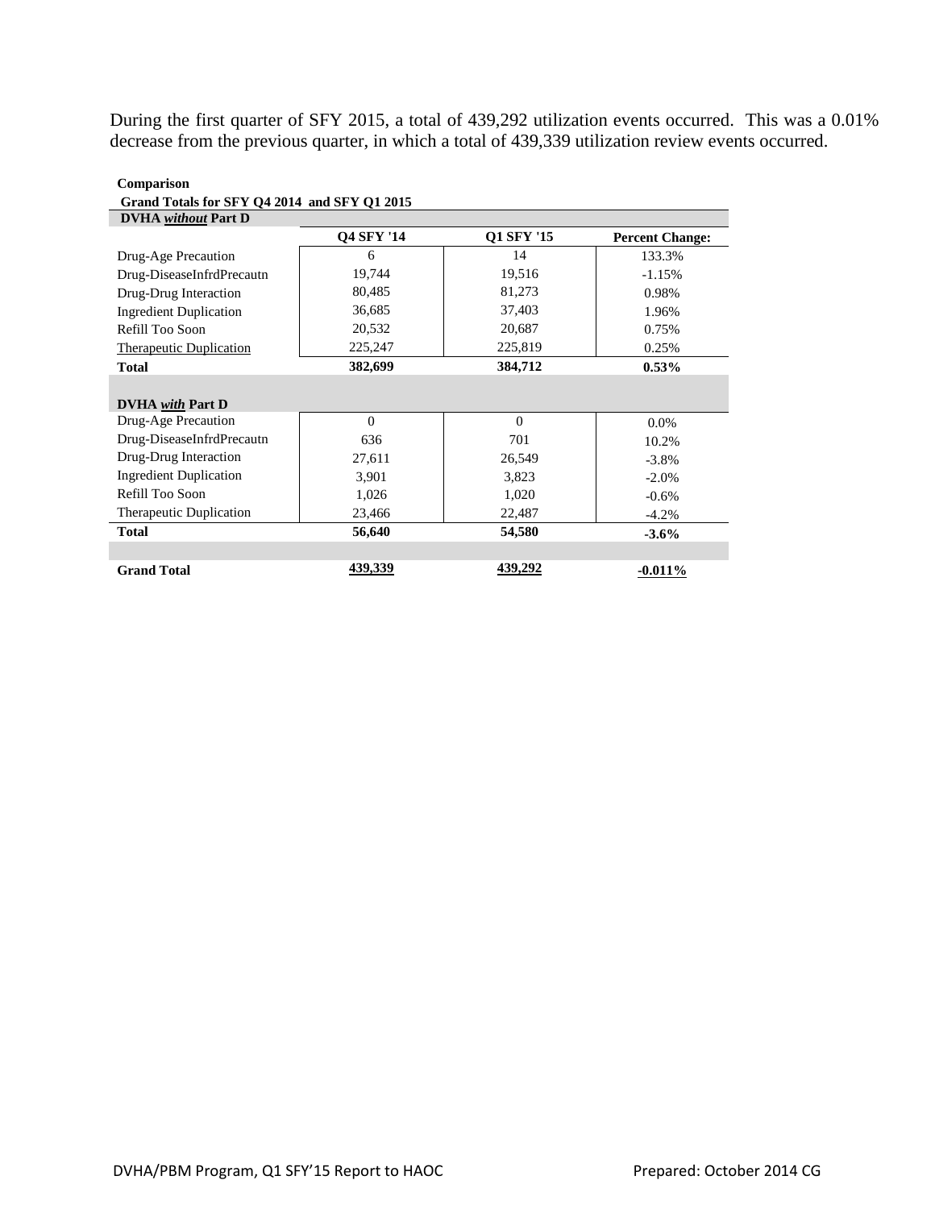During the first quarter of SFY 2015, a total of 439,292 utilization events occurred. This was a 0.01% decrease from the previous quarter, in which a total of 439,339 utilization review events occurred.

**Comparison**
**Grand Totals for SFY Q4 2014 and SFY Q1 2015**

| **DVHA *without* Part D** | **Q4 SFY '14** | **Q1 SFY '15** | **Percent Change:** |
|---|---|---|---|
| Drug-Age Precaution | 6 | 14 | 133.3% |
| Drug-DiseaseInfrdPrecautn | 19,744 | 19,516 | -1.15% |
| Drug-Drug Interaction | 80,485 | 81,273 | 0.98% |
| Ingredient Duplication | 36,685 | 37,403 | 1.96% |
| Refill Too Soon | 20,532 | 20,687 | 0.75% |
| Therapeutic Duplication | 225,247 | 225,819 | 0.25% |
| **Total** | **382,699** | **384,712** | **0.53%** |
| **DVHA *with* Part D** | | | |
| Drug-Age Precaution | 0 | 0 | 0.0% |
| Drug-DiseaseInfrdPrecautn | 636 | 701 | 10.2% |
| Drug-Drug Interaction | 27,611 | 26,549 | -3.8% |
| Ingredient Duplication | 3,901 | 3,823 | -2.0% |
| Refill Too Soon | 1,026 | 1,020 | -0.6% |
| Therapeutic Duplication | 23,466 | 22,487 | -4.2% |
| **Total** | **56,640** | **54,580** | **-3.6%** |
| **Grand Total** | **439,339** | **439,292** | **-0.011%** |